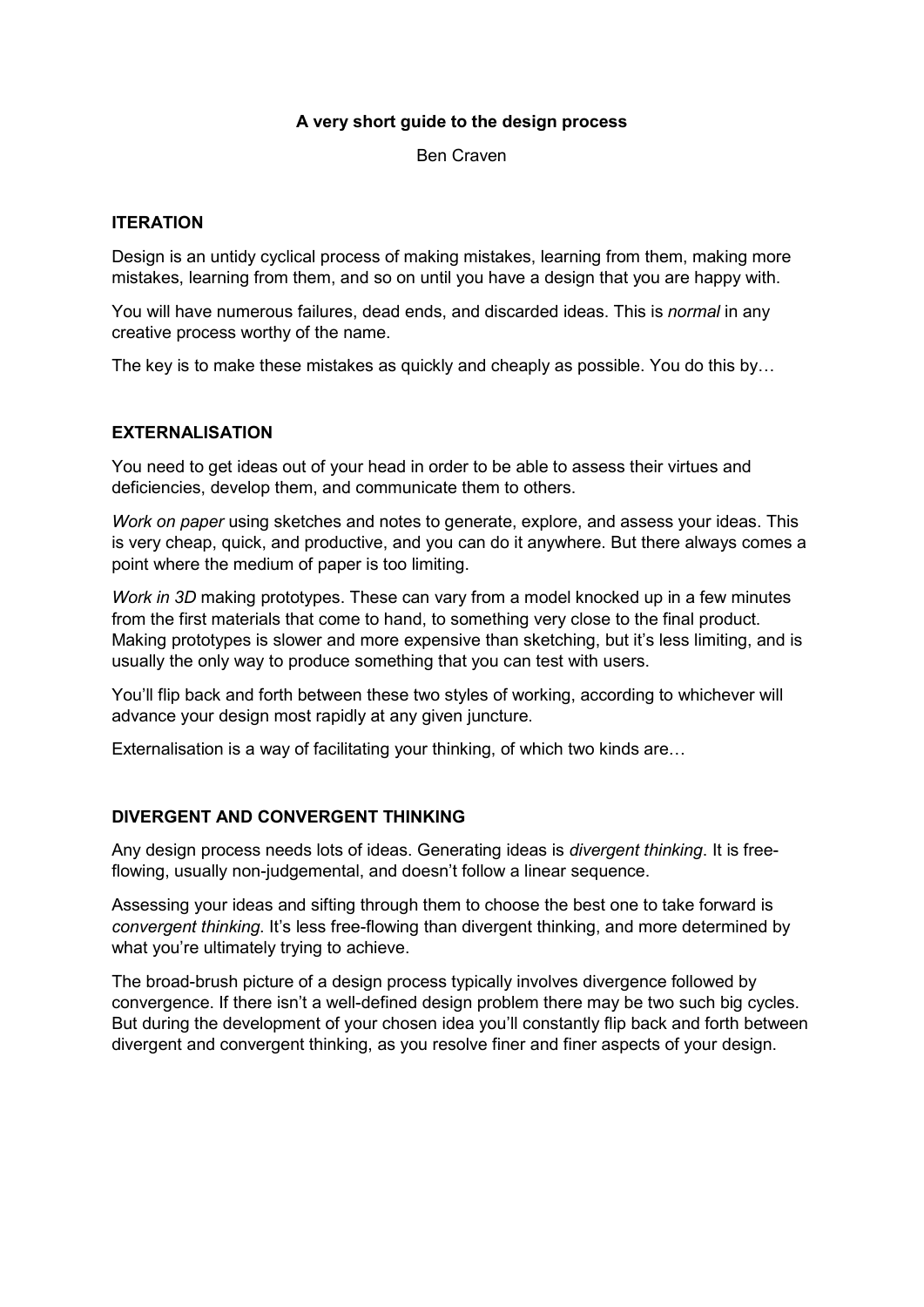# A very short guide to the design process

Ben Craven

## ITERATION

Design is an untidy cyclical process of making mistakes, learning from them, making more mistakes, learning from them, and so on until you have a design that you are happy with.

You will have numerous failures, dead ends, and discarded ideas. This is *normal* in any creative process worthy of the name.

The key is to make these mistakes as quickly and cheaply as possible. You do this by…

## EXTERNALISATION

You need to get ideas out of your head in order to be able to assess their virtues and deficiencies, develop them, and communicate them to others.

*Work on paper* using sketches and notes to generate, explore, and assess your ideas. This is very cheap, quick, and productive, and you can do it anywhere. But there always comes a point where the medium of paper is too limiting.

*Work in 3D* making prototypes. These can vary from a model knocked up in a few minutes from the first materials that come to hand, to something very close to the final product. Making prototypes is slower and more expensive than sketching, but it's less limiting, and is usually the only way to produce something that you can test with users.

You'll flip back and forth between these two styles of working, according to whichever will advance your design most rapidly at any given juncture.

Externalisation is a way of facilitating your thinking, of which two kinds are…

## DIVERGENT AND CONVERGENT THINKING

Any design process needs lots of ideas. Generating ideas is *divergent thinking*. It is free-flowing, usually non-judgemental, and doesn't follow a linear sequence.

Assessing your ideas and sifting through them to choose the best one to take forward is *convergent thinking*. It's less free-flowing than divergent thinking, and more determined by what you're ultimately trying to achieve.

The broad-brush picture of a design process typically involves divergence followed by convergence. If there isn't a well-defined design problem there may be two such big cycles. But during the development of your chosen idea you'll constantly flip back and forth between divergent and convergent thinking, as you resolve finer and finer aspects of your design.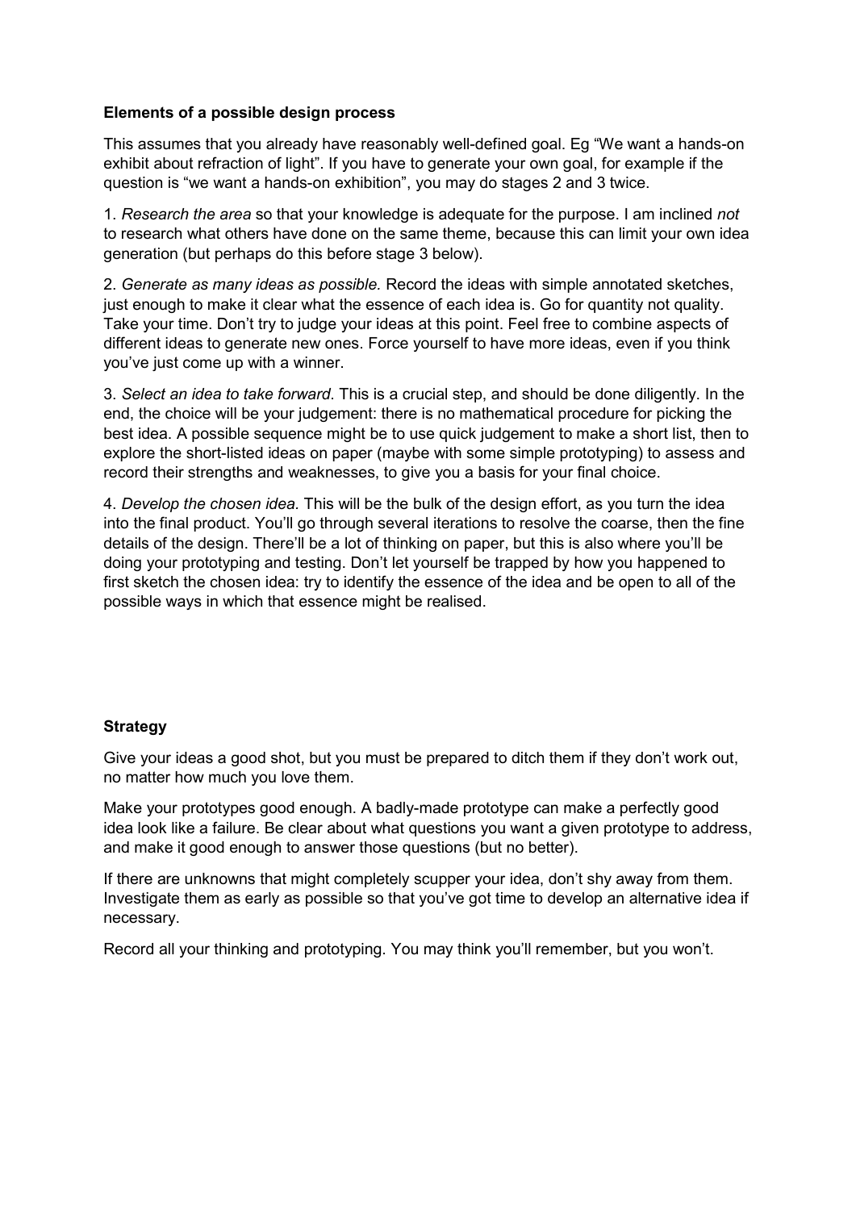**Elements of a possible design process**

This assumes that you already have reasonably well-defined goal. Eg "We want a hands-on exhibit about refraction of light". If you have to generate your own goal, for example if the question is "we want a hands-on exhibition", you may do stages 2 and 3 twice.

1. *Research the area* so that your knowledge is adequate for the purpose. I am inclined *not* to research what others have done on the same theme, because this can limit your own idea generation (but perhaps do this before stage 3 below).

2. *Generate as many ideas as possible.* Record the ideas with simple annotated sketches, just enough to make it clear what the essence of each idea is. Go for quantity not quality. Take your time. Don't try to judge your ideas at this point. Feel free to combine aspects of different ideas to generate new ones. Force yourself to have more ideas, even if you think you've just come up with a winner.

3. *Select an idea to take forward*. This is a crucial step, and should be done diligently. In the end, the choice will be your judgement: there is no mathematical procedure for picking the best idea. A possible sequence might be to use quick judgement to make a short list, then to explore the short-listed ideas on paper (maybe with some simple prototyping) to assess and record their strengths and weaknesses, to give you a basis for your final choice.

4. *Develop the chosen idea.* This will be the bulk of the design effort, as you turn the idea into the final product. You'll go through several iterations to resolve the coarse, then the fine details of the design. There'll be a lot of thinking on paper, but this is also where you'll be doing your prototyping and testing. Don't let yourself be trapped by how you happened to first sketch the chosen idea: try to identify the essence of the idea and be open to all of the possible ways in which that essence might be realised.

**Strategy**

Give your ideas a good shot, but you must be prepared to ditch them if they don't work out, no matter how much you love them.

Make your prototypes good enough. A badly-made prototype can make a perfectly good idea look like a failure. Be clear about what questions you want a given prototype to address, and make it good enough to answer those questions (but no better).

If there are unknowns that might completely scupper your idea, don't shy away from them. Investigate them as early as possible so that you've got time to develop an alternative idea if necessary.

Record all your thinking and prototyping. You may think you'll remember, but you won't.